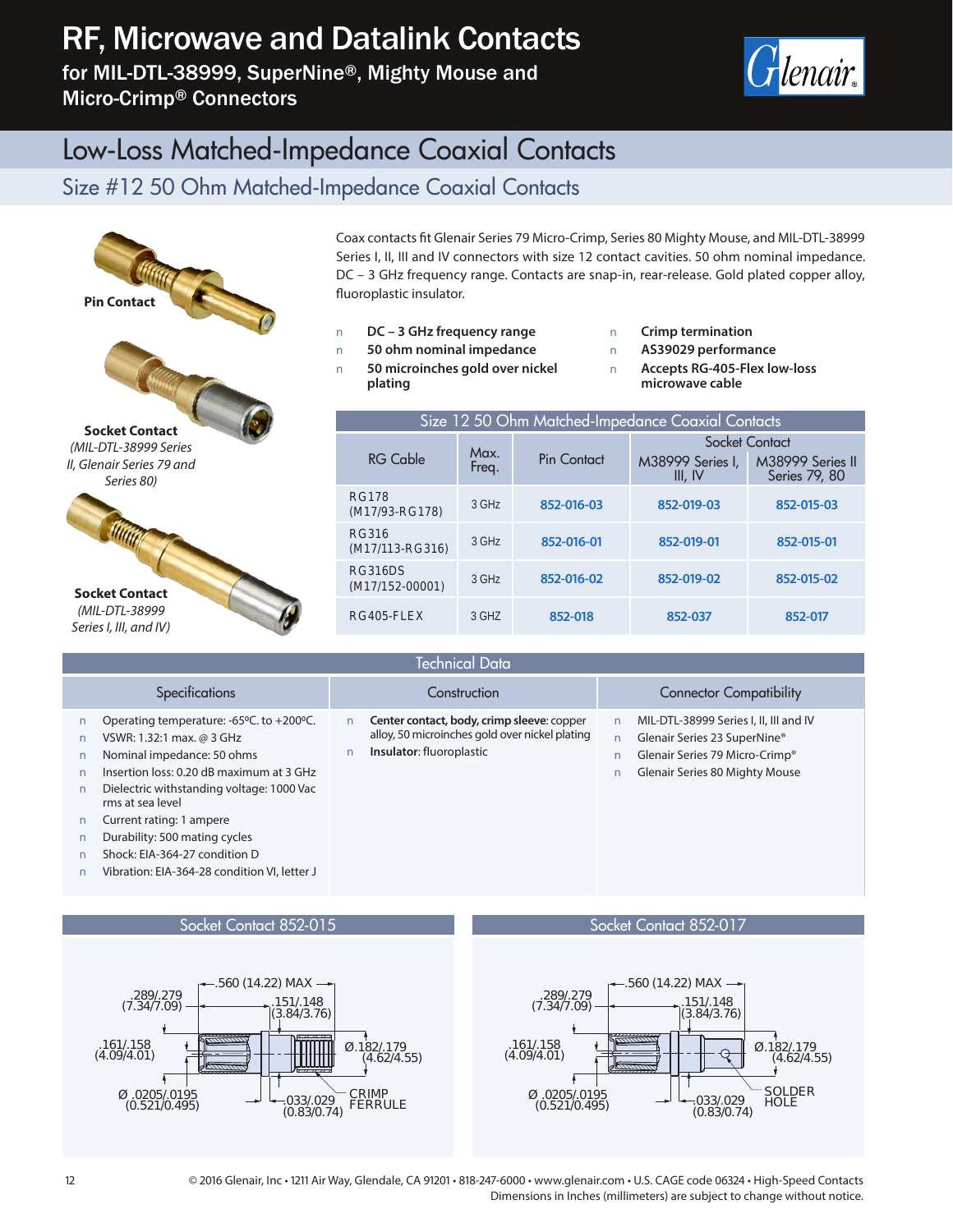# RF, Microwave and Datalink Contacts

for MIL-DTL-38999, SuperNine®, Mighty Mouse and Micro-Crimp® Connectors

## Low-Loss Matched-Impedance Coaxial Contacts

### Size #12 50 Ohm Matched-Impedance Coaxial Contacts

**Pin Contact**

**Socket Contact**
*(MIL-DTL-38999 Series II, Glenair Series 79 and Series 80)*

**Socket Contact**
*(MIL-DTL-38999 Series I, III, and IV)*

Coax contacts fit Glenair Series 79 Micro-Crimp, Series 80 Mighty Mouse, and MIL-DTL-38999 Series I, II, III and IV connectors with size 12 contact cavities. 50 ohm nominal impedance. DC – 3 GHz frequency range. Contacts are snap-in, rear-release. Gold plated copper alloy, fluoroplastic insulator.

- **DC – 3 GHz frequency range**
- **50 ohm nominal impedance**
- **50 microinches gold over nickel plating**
- **Crimp termination**
- **AS39029 performance**
- **Accepts RG-405-Flex low-loss microwave cable**

**Size 12 50 Ohm Matched-Impedance Coaxial Contacts**

| RG Cable | Max. Freq. | Pin Contact | Socket Contact | |
|---|---|---|---|---|
| | | | M38999 Series I, III, IV | M38999 Series II Series 79, 80 |
| RG178 (M17/93-RG178) | 3 GHz | 852-016-03 | 852-019-03 | 852-015-03 |
| RG316 (M17/113-RG316) | 3 GHz | 852-016-01 | 852-019-01 | 852-015-01 |
| RG316DS (M17/152-00001) | 3 GHz | 852-016-02 | 852-019-02 | 852-015-02 |
| RG405-FLEX | 3 GHZ | 852-018 | 852-037 | 852-017 |

## Technical Data

**Specifications**

- Operating temperature: -65ºC. to +200ºC.
- VSWR: 1.32:1 max. @ 3 GHz
- Nominal impedance: 50 ohms
- Insertion loss: 0.20 dB maximum at 3 GHz
- Dielectric withstanding voltage: 1000 Vac rms at sea level
- Current rating: 1 ampere
- Durability: 500 mating cycles
- Shock: EIA-364-27 condition D
- Vibration: EIA-364-28 condition VI, letter J

**Construction**

- **Center contact, body, crimp sleeve**: copper alloy, 50 microinches gold over nickel plating
- **Insulator**: fluoroplastic

**Connector Compatibility**

- MIL-DTL-38999 Series I, II, III and IV
- Glenair Series 23 SuperNine®
- Glenair Series 79 Micro-Crimp®
- Glenair Series 80 Mighty Mouse

### Socket Contact 852-015

.560 (14.22) MAX
.289/.279 (7.34/7.09)
.151/.148 (3.84/3.76)
.161/.158 (4.09/4.01)
Ø.182/.179 (4.62/4.55)
Ø .0205/.0195 (0.521/0.495)
.033/.029 (0.83/0.74)
CRIMP FERRULE

### Socket Contact 852-017

.560 (14.22) MAX
.289/.279 (7.34/7.09)
.151/.148 (3.84/3.76)
.161/.158 (4.09/4.01)
Ø.182/.179 (4.62/4.55)
Ø .0205/.0195 (0.521/0.495)
.033/.029 (0.83/0.74)
SOLDER HOLE

© 2016 Glenair, Inc • 1211 Air Way, Glendale, CA 91201 • 818-247-6000 • www.glenair.com • U.S. CAGE code 06324 • High-Speed Contacts
Dimensions in Inches (millimeters) are subject to change without notice.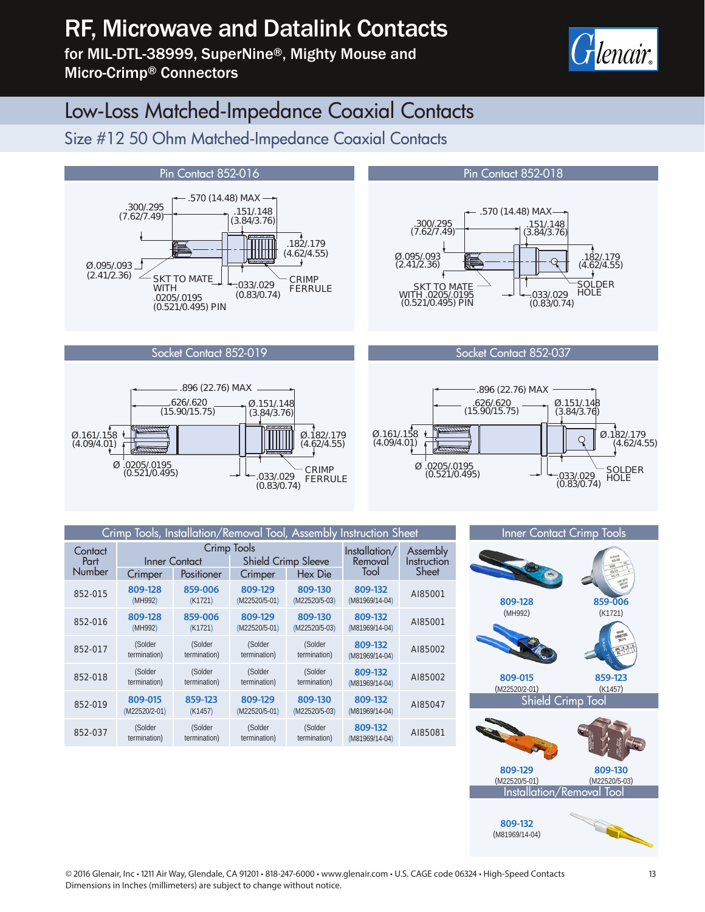# RF, Microwave and Datalink Contacts

for MIL-DTL-38999, SuperNine®, Mighty Mouse and Micro-Crimp® Connectors

## Low-Loss Matched-Impedance Coaxial Contacts

### Size #12 50 Ohm Matched-Impedance Coaxial Contacts

#### Pin Contact 852-016

.570 (14.48) MAX
.300/.295 (7.62/7.49)
.151/.148 (3.84/3.76)
.182/.179 (4.62/4.55)
Ø.095/.093 (2.41/2.36)
SKT TO MATE WITH .0205/.0195 (0.521/0.495) PIN
.033/.029 (0.83/0.74)
CRIMP FERRULE

#### Pin Contact 852-018

.570 (14.48) MAX
.300/.295 (7.62/7.49)
.151/.148 (3.84/3.76)
Ø.095/.093 (2.41/2.36)
.182/.179 (4.62/4.55)
SOLDER HOLE
SKT TO MATE WITH .0205/.0195 (0.521/0.495) PIN
.033/.029 (0.83/0.74)

#### Socket Contact 852-019

.896 (22.76) MAX
.626/.620 (15.90/15.75)
Ø.151/.148 (3.84/3.76)
Ø.161/.158 (4.09/4.01)
Ø.182/.179 (4.62/4.55)
Ø .0205/.0195 (0.521/0.495)
.033/.029 (0.83/0.74)
CRIMP FERRULE

#### Socket Contact 852-037

.896 (22.76) MAX
.626/.620 (15.90/15.75)
Ø.151/.148 (3.84/3.76)
Ø.161/.158 (4.09/4.01)
Ø.182/.179 (4.62/4.55)
Ø .0205/.0195 (0.521/0.495)
.033/.029 (0.83/0.74)
SOLDER HOLE

#### Crimp Tools, Installation/Removal Tool, Assembly Instruction Sheet

| Contact Part Number | Crimp Tools: Inner Contact Crimper | Crimp Tools: Inner Contact Positioner | Crimp Tools: Shield Crimp Sleeve Crimper | Crimp Tools: Shield Crimp Sleeve Hex Die | Installation/ Removal Tool | Assembly Instruction Sheet |
|---|---|---|---|---|---|---|
| 852-015 | 809-128 (MH992) | 859-006 (K1721) | 809-129 (M22520/5-01) | 809-130 (M22520/5-03) | 809-132 (M81969/14-04) | AI85001 |
| 852-016 | 809-128 (MH992) | 859-006 (K1721) | 809-129 (M22520/5-01) | 809-130 (M22520/5-03) | 809-132 (M81969/14-04) | AI85001 |
| 852-017 | (Solder termination) | (Solder termination) | (Solder termination) | (Solder termination) | 809-132 (M81969/14-04) | AI85002 |
| 852-018 | (Solder termination) | (Solder termination) | (Solder termination) | (Solder termination) | 809-132 (M81969/14-04) | AI85002 |
| 852-019 | 809-015 (M22520/2-01) | 859-123 (K1457) | 809-129 (M22520/5-01) | 809-130 (M22520/5-03) | 809-132 (M81969/14-04) | AI85047 |
| 852-037 | (Solder termination) | (Solder termination) | (Solder termination) | (Solder termination) | 809-132 (M81969/14-04) | AI85081 |

#### Inner Contact Crimp Tools

809-128 (MH992)
859-006 (K1721)
809-015 (M22520/2-01)
859-123 (K1457)

#### Shield Crimp Tool

809-129 (M22520/5-01)
809-130 (M22520/5-03)

#### Installation/Removal Tool

809-132 (M81969/14-04)

© 2016 Glenair, Inc • 1211 Air Way, Glendale, CA 91201 • 818-247-6000 • www.glenair.com • U.S. CAGE code 06324 • High-Speed Contacts
Dimensions in Inches (millimeters) are subject to change without notice.